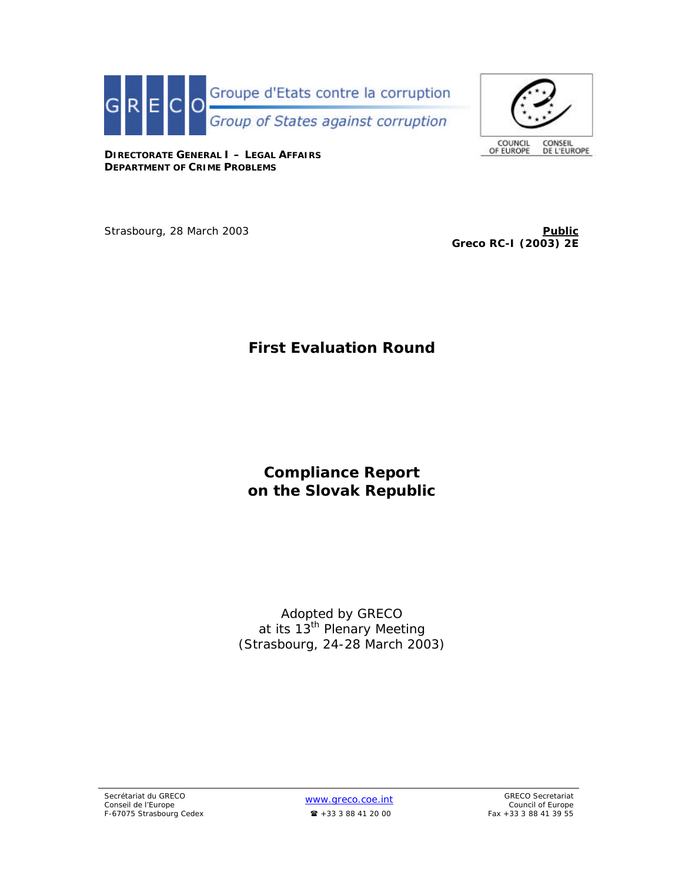Groupe d'Etats contre la corruption

Group of States against corruption

COUNCIL OF EUROPE — CONSEIL DE L'EUROPE

**DIRECTORATE GENERAL I – LEGAL AFFAIRS**
**DEPARTMENT OF CRIME PROBLEMS**

Strasbourg, 28 March 2003

**Public**
**Greco RC-I (2003) 2E**

# First Evaluation Round

# Compliance Report on the Slovak Republic

Adopted by GRECO
at its 13th Plenary Meeting
(Strasbourg, 24-28 March 2003)

Secrétariat du GRECO
Conseil de l'Europe
F-67075 Strasbourg Cedex

www.greco.coe.int
☎ +33 3 88 41 20 00

GRECO Secretariat
Council of Europe
Fax +33 3 88 41 39 55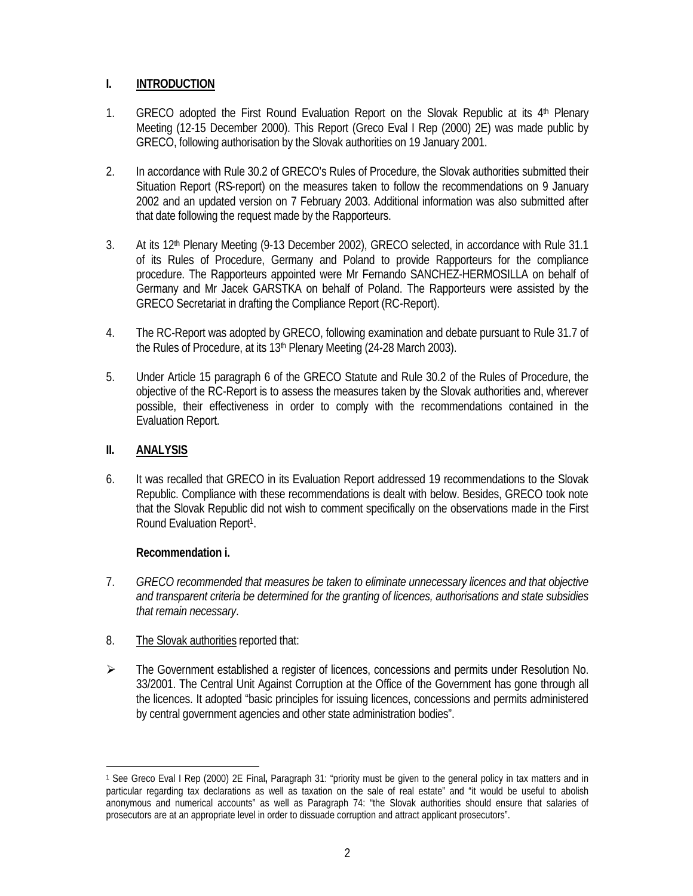## I. INTRODUCTION

1. GRECO adopted the First Round Evaluation Report on the Slovak Republic at its 4th Plenary Meeting (12-15 December 2000). This Report (Greco Eval I Rep (2000) 2E) was made public by GRECO, following authorisation by the Slovak authorities on 19 January 2001.

2. In accordance with Rule 30.2 of GRECO's Rules of Procedure, the Slovak authorities submitted their Situation Report (RS-report) on the measures taken to follow the recommendations on 9 January 2002 and an updated version on 7 February 2003. Additional information was also submitted after that date following the request made by the Rapporteurs.

3. At its 12th Plenary Meeting (9-13 December 2002), GRECO selected, in accordance with Rule 31.1 of its Rules of Procedure, Germany and Poland to provide Rapporteurs for the compliance procedure. The Rapporteurs appointed were Mr Fernando SANCHEZ-HERMOSILLA on behalf of Germany and Mr Jacek GARSTKA on behalf of Poland. The Rapporteurs were assisted by the GRECO Secretariat in drafting the Compliance Report (RC-Report).

4. The RC-Report was adopted by GRECO, following examination and debate pursuant to Rule 31.7 of the Rules of Procedure, at its 13th Plenary Meeting (24-28 March 2003).

5. Under Article 15 paragraph 6 of the GRECO Statute and Rule 30.2 of the Rules of Procedure, the objective of the RC-Report is to assess the measures taken by the Slovak authorities and, wherever possible, their effectiveness in order to comply with the recommendations contained in the Evaluation Report.

## II. ANALYSIS

6. It was recalled that GRECO in its Evaluation Report addressed 19 recommendations to the Slovak Republic. Compliance with these recommendations is dealt with below. Besides, GRECO took note that the Slovak Republic did not wish to comment specifically on the observations made in the First Round Evaluation Report[1].

**Recommendation i.**

7. *GRECO recommended that measures be taken to eliminate unnecessary licences and that objective and transparent criteria be determined for the granting of licences, authorisations and state subsidies that remain necessary*.

8. The Slovak authorities reported that:

- The Government established a register of licences, concessions and permits under Resolution No. 33/2001. The Central Unit Against Corruption at the Office of the Government has gone through all the licences. It adopted "basic principles for issuing licences, concessions and permits administered by central government agencies and other state administration bodies".

---

[1] See Greco Eval I Rep (2000) 2E Final**,** Paragraph 31: "priority must be given to the general policy in tax matters and in particular regarding tax declarations as well as taxation on the sale of real estate" and "it would be useful to abolish anonymous and numerical accounts" as well as Paragraph 74: "the Slovak authorities should ensure that salaries of prosecutors are at an appropriate level in order to dissuade corruption and attract applicant prosecutors".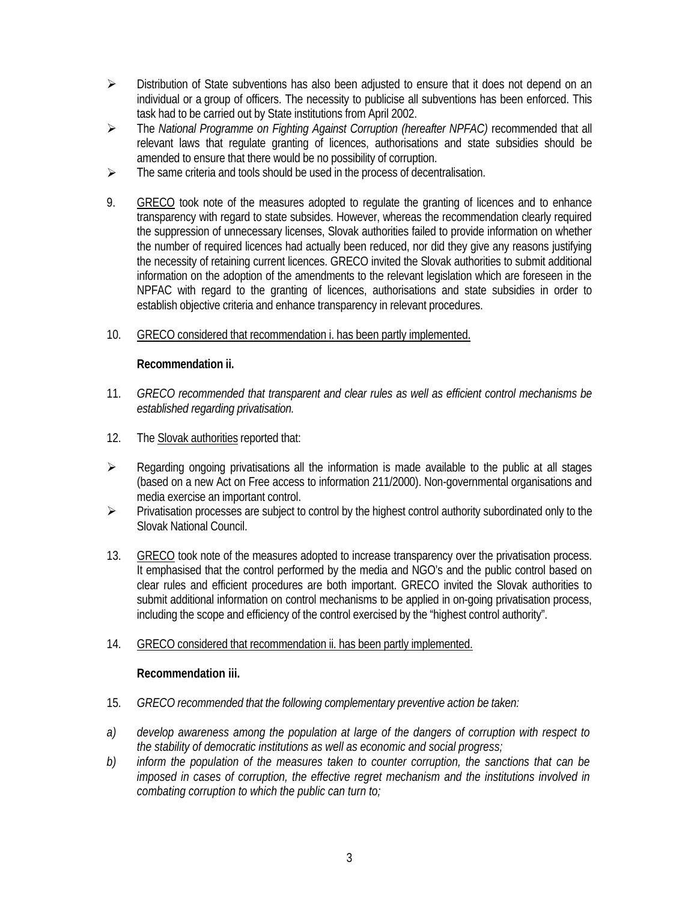- Distribution of State subventions has also been adjusted to ensure that it does not depend on an individual or a group of officers. The necessity to publicise all subventions has been enforced. This task had to be carried out by State institutions from April 2002.
- The *National Programme on Fighting Against Corruption (hereafter NPFAC)* recommended that all relevant laws that regulate granting of licences, authorisations and state subsidies should be amended to ensure that there would be no possibility of corruption.
- The same criteria and tools should be used in the process of decentralisation.

9. GRECO took note of the measures adopted to regulate the granting of licences and to enhance transparency with regard to state subsides. However, whereas the recommendation clearly required the suppression of unnecessary licenses, Slovak authorities failed to provide information on whether the number of required licences had actually been reduced, nor did they give any reasons justifying the necessity of retaining current licences. GRECO invited the Slovak authorities to submit additional information on the adoption of the amendments to the relevant legislation which are foreseen in the NPFAC with regard to the granting of licences, authorisations and state subsidies in order to establish objective criteria and enhance transparency in relevant procedures.

10. GRECO considered that recommendation i. has been partly implemented.

**Recommendation ii.**

11. *GRECO recommended that transparent and clear rules as well as efficient control mechanisms be established regarding privatisation.*

12. The Slovak authorities reported that:

- Regarding ongoing privatisations all the information is made available to the public at all stages (based on a new Act on Free access to information 211/2000). Non-governmental organisations and media exercise an important control.
- Privatisation processes are subject to control by the highest control authority subordinated only to the Slovak National Council.

13. GRECO took note of the measures adopted to increase transparency over the privatisation process. It emphasised that the control performed by the media and NGO's and the public control based on clear rules and efficient procedures are both important. GRECO invited the Slovak authorities to submit additional information on control mechanisms to be applied in on-going privatisation process, including the scope and efficiency of the control exercised by the "highest control authority".

14. GRECO considered that recommendation ii. has been partly implemented.

**Recommendation iii.**

15. *GRECO recommended that the following complementary preventive action be taken:*

*a) develop awareness among the population at large of the dangers of corruption with respect to the stability of democratic institutions as well as economic and social progress;*

*b) inform the population of the measures taken to counter corruption, the sanctions that can be imposed in cases of corruption, the effective regret mechanism and the institutions involved in combating corruption to which the public can turn to;*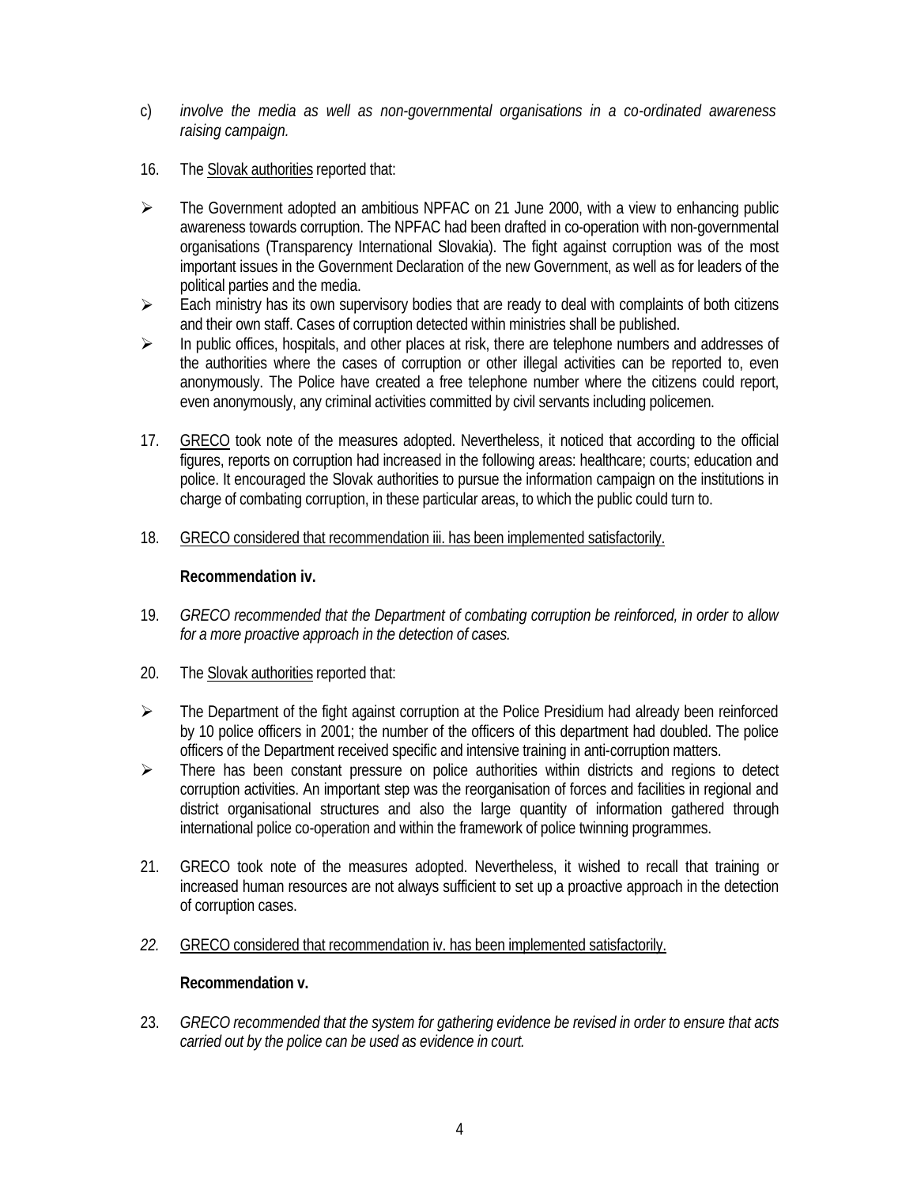c) *involve the media as well as non-governmental organisations in a co-ordinated awareness raising campaign.*

16. The Slovak authorities reported that:

- The Government adopted an ambitious NPFAC on 21 June 2000, with a view to enhancing public awareness towards corruption. The NPFAC had been drafted in co-operation with non-governmental organisations (Transparency International Slovakia). The fight against corruption was of the most important issues in the Government Declaration of the new Government, as well as for leaders of the political parties and the media.
- Each ministry has its own supervisory bodies that are ready to deal with complaints of both citizens and their own staff. Cases of corruption detected within ministries shall be published.
- In public offices, hospitals, and other places at risk, there are telephone numbers and addresses of the authorities where the cases of corruption or other illegal activities can be reported to, even anonymously. The Police have created a free telephone number where the citizens could report, even anonymously, any criminal activities committed by civil servants including policemen.

17. GRECO took note of the measures adopted. Nevertheless, it noticed that according to the official figures, reports on corruption had increased in the following areas: healthcare; courts; education and police. It encouraged the Slovak authorities to pursue the information campaign on the institutions in charge of combating corruption, in these particular areas, to which the public could turn to.

18. GRECO considered that recommendation iii. has been implemented satisfactorily.

**Recommendation iv.**

19. *GRECO recommended that the Department of combating corruption be reinforced, in order to allow for a more proactive approach in the detection of cases.*

20. The Slovak authorities reported that:

- The Department of the fight against corruption at the Police Presidium had already been reinforced by 10 police officers in 2001; the number of the officers of this department had doubled. The police officers of the Department received specific and intensive training in anti-corruption matters.
- There has been constant pressure on police authorities within districts and regions to detect corruption activities. An important step was the reorganisation of forces and facilities in regional and district organisational structures and also the large quantity of information gathered through international police co-operation and within the framework of police twinning programmes.

21. GRECO took note of the measures adopted. Nevertheless, it wished to recall that training or increased human resources are not always sufficient to set up a proactive approach in the detection of corruption cases.

*22.* GRECO considered that recommendation iv. has been implemented satisfactorily.

**Recommendation v.**

23. *GRECO recommended that the system for gathering evidence be revised in order to ensure that acts carried out by the police can be used as evidence in court.*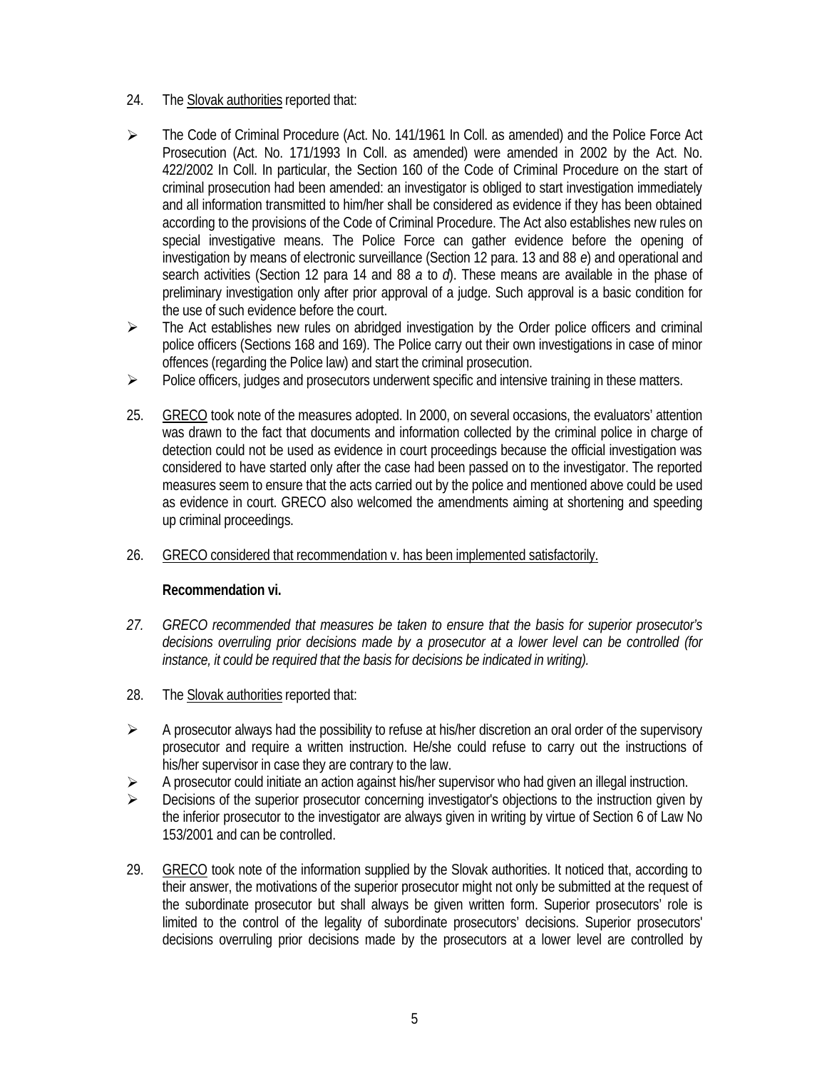24. The Slovak authorities reported that:

- The Code of Criminal Procedure (Act. No. 141/1961 In Coll. as amended) and the Police Force Act Prosecution (Act. No. 171/1993 In Coll. as amended) were amended in 2002 by the Act. No. 422/2002 In Coll. In particular, the Section 160 of the Code of Criminal Procedure on the start of criminal prosecution had been amended: an investigator is obliged to start investigation immediately and all information transmitted to him/her shall be considered as evidence if they has been obtained according to the provisions of the Code of Criminal Procedure. The Act also establishes new rules on special investigative means. The Police Force can gather evidence before the opening of investigation by means of electronic surveillance (Section 12 para. 13 and 88 *e*) and operational and search activities (Section 12 para 14 and 88 *a* to *d*). These means are available in the phase of preliminary investigation only after prior approval of a judge. Such approval is a basic condition for the use of such evidence before the court.
- The Act establishes new rules on abridged investigation by the Order police officers and criminal police officers (Sections 168 and 169). The Police carry out their own investigations in case of minor offences (regarding the Police law) and start the criminal prosecution.
- Police officers, judges and prosecutors underwent specific and intensive training in these matters.

25. GRECO took note of the measures adopted. In 2000, on several occasions, the evaluators' attention was drawn to the fact that documents and information collected by the criminal police in charge of detection could not be used as evidence in court proceedings because the official investigation was considered to have started only after the case had been passed on to the investigator. The reported measures seem to ensure that the acts carried out by the police and mentioned above could be used as evidence in court. GRECO also welcomed the amendments aiming at shortening and speeding up criminal proceedings.

26. GRECO considered that recommendation v. has been implemented satisfactorily.

**Recommendation vi.**

27. *GRECO recommended that measures be taken to ensure that the basis for superior prosecutor's decisions overruling prior decisions made by a prosecutor at a lower level can be controlled (for instance, it could be required that the basis for decisions be indicated in writing).*

28. The Slovak authorities reported that:

- A prosecutor always had the possibility to refuse at his/her discretion an oral order of the supervisory prosecutor and require a written instruction. He/she could refuse to carry out the instructions of his/her supervisor in case they are contrary to the law.
- A prosecutor could initiate an action against his/her supervisor who had given an illegal instruction.
- Decisions of the superior prosecutor concerning investigator's objections to the instruction given by the inferior prosecutor to the investigator are always given in writing by virtue of Section 6 of Law No 153/2001 and can be controlled.

29. GRECO took note of the information supplied by the Slovak authorities. It noticed that, according to their answer, the motivations of the superior prosecutor might not only be submitted at the request of the subordinate prosecutor but shall always be given written form. Superior prosecutors' role is limited to the control of the legality of subordinate prosecutors' decisions. Superior prosecutors' decisions overruling prior decisions made by the prosecutors at a lower level are controlled by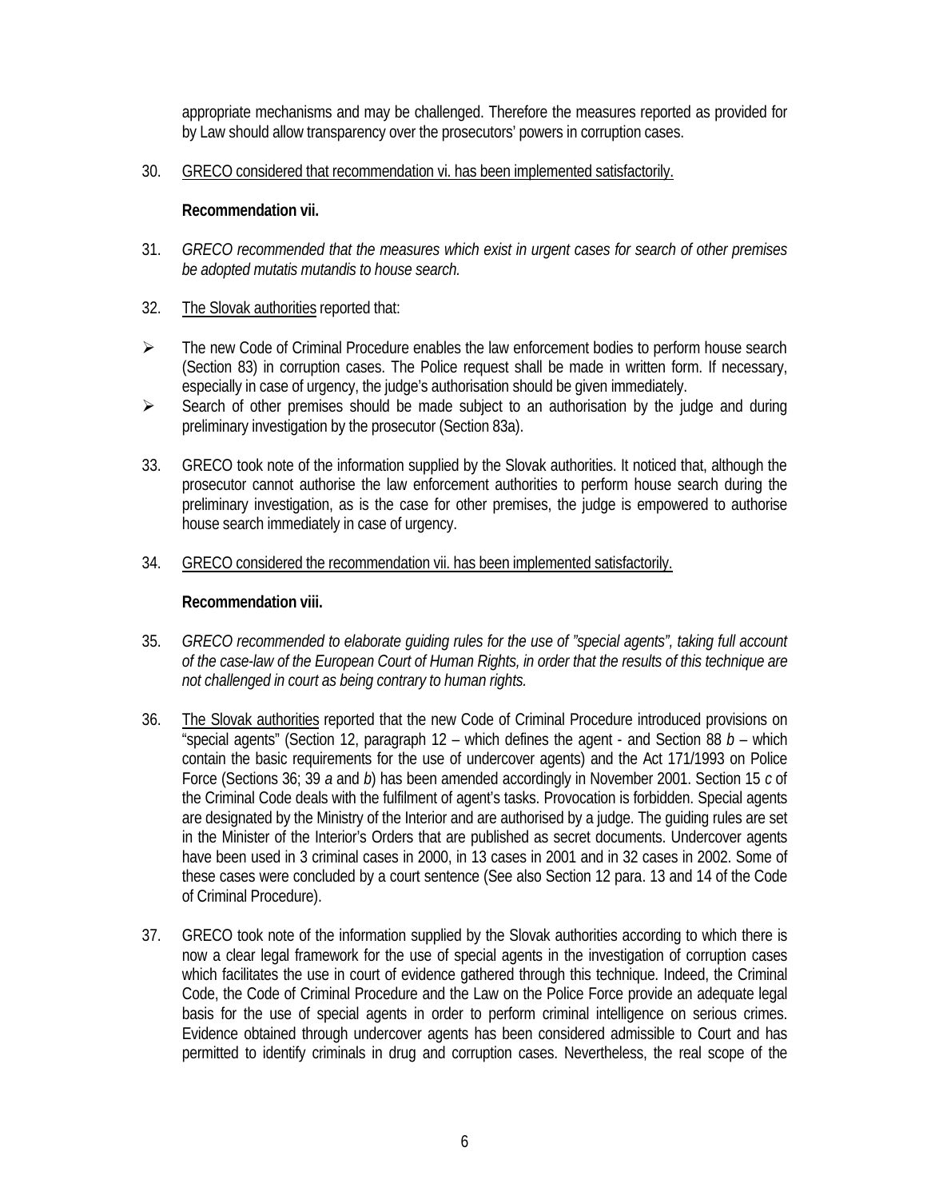appropriate mechanisms and may be challenged. Therefore the measures reported as provided for by Law should allow transparency over the prosecutors' powers in corruption cases.

30. GRECO considered that recommendation vi. has been implemented satisfactorily.

**Recommendation vii.**

31. *GRECO recommended that the measures which exist in urgent cases for search of other premises be adopted mutatis mutandis to house search.*

32. The Slovak authorities reported that:

- The new Code of Criminal Procedure enables the law enforcement bodies to perform house search (Section 83) in corruption cases. The Police request shall be made in written form. If necessary, especially in case of urgency, the judge's authorisation should be given immediately.
- Search of other premises should be made subject to an authorisation by the judge and during preliminary investigation by the prosecutor (Section 83a).

33. GRECO took note of the information supplied by the Slovak authorities. It noticed that, although the prosecutor cannot authorise the law enforcement authorities to perform house search during the preliminary investigation, as is the case for other premises, the judge is empowered to authorise house search immediately in case of urgency.

34. GRECO considered the recommendation vii. has been implemented satisfactorily.

**Recommendation viii.**

35. *GRECO recommended to elaborate guiding rules for the use of "special agents", taking full account of the case-law of the European Court of Human Rights, in order that the results of this technique are not challenged in court as being contrary to human rights.*

36. The Slovak authorities reported that the new Code of Criminal Procedure introduced provisions on "special agents" (Section 12, paragraph 12 – which defines the agent - and Section 88 *b* – which contain the basic requirements for the use of undercover agents) and the Act 171/1993 on Police Force (Sections 36; 39 *a* and *b*) has been amended accordingly in November 2001. Section 15 *c* of the Criminal Code deals with the fulfilment of agent's tasks. Provocation is forbidden. Special agents are designated by the Ministry of the Interior and are authorised by a judge. The guiding rules are set in the Minister of the Interior's Orders that are published as secret documents. Undercover agents have been used in 3 criminal cases in 2000, in 13 cases in 2001 and in 32 cases in 2002. Some of these cases were concluded by a court sentence (See also Section 12 para. 13 and 14 of the Code of Criminal Procedure).

37. GRECO took note of the information supplied by the Slovak authorities according to which there is now a clear legal framework for the use of special agents in the investigation of corruption cases which facilitates the use in court of evidence gathered through this technique. Indeed, the Criminal Code, the Code of Criminal Procedure and the Law on the Police Force provide an adequate legal basis for the use of special agents in order to perform criminal intelligence on serious crimes. Evidence obtained through undercover agents has been considered admissible to Court and has permitted to identify criminals in drug and corruption cases. Nevertheless, the real scope of the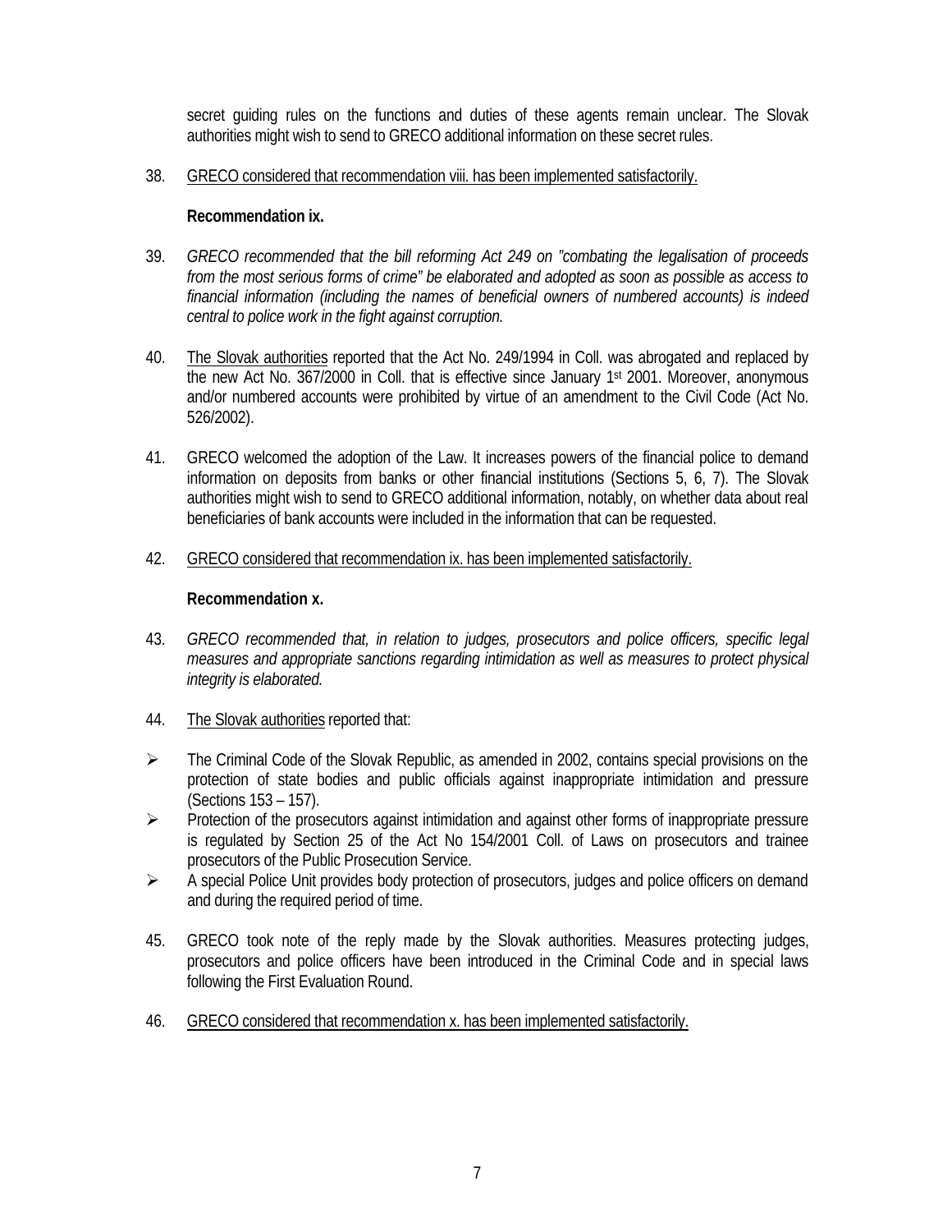secret guiding rules on the functions and duties of these agents remain unclear. The Slovak authorities might wish to send to GRECO additional information on these secret rules.

38. GRECO considered that recommendation viii. has been implemented satisfactorily.

**Recommendation ix.**

39. *GRECO recommended that the bill reforming Act 249 on "combating the legalisation of proceeds from the most serious forms of crime" be elaborated and adopted as soon as possible as access to financial information (including the names of beneficial owners of numbered accounts) is indeed central to police work in the fight against corruption.*

40. The Slovak authorities reported that the Act No. 249/1994 in Coll. was abrogated and replaced by the new Act No. 367/2000 in Coll. that is effective since January 1st 2001. Moreover, anonymous and/or numbered accounts were prohibited by virtue of an amendment to the Civil Code (Act No. 526/2002).

41. GRECO welcomed the adoption of the Law. It increases powers of the financial police to demand information on deposits from banks or other financial institutions (Sections 5, 6, 7). The Slovak authorities might wish to send to GRECO additional information, notably, on whether data about real beneficiaries of bank accounts were included in the information that can be requested.

42. GRECO considered that recommendation ix. has been implemented satisfactorily.

**Recommendation x.**

43. *GRECO recommended that, in relation to judges, prosecutors and police officers, specific legal measures and appropriate sanctions regarding intimidation as well as measures to protect physical integrity is elaborated.*

44. The Slovak authorities reported that:

- The Criminal Code of the Slovak Republic, as amended in 2002, contains special provisions on the protection of state bodies and public officials against inappropriate intimidation and pressure (Sections 153 – 157).
- Protection of the prosecutors against intimidation and against other forms of inappropriate pressure is regulated by Section 25 of the Act No 154/2001 Coll. of Laws on prosecutors and trainee prosecutors of the Public Prosecution Service.
- A special Police Unit provides body protection of prosecutors, judges and police officers on demand and during the required period of time.

45. GRECO took note of the reply made by the Slovak authorities. Measures protecting judges, prosecutors and police officers have been introduced in the Criminal Code and in special laws following the First Evaluation Round.

46. GRECO considered that recommendation x. has been implemented satisfactorily.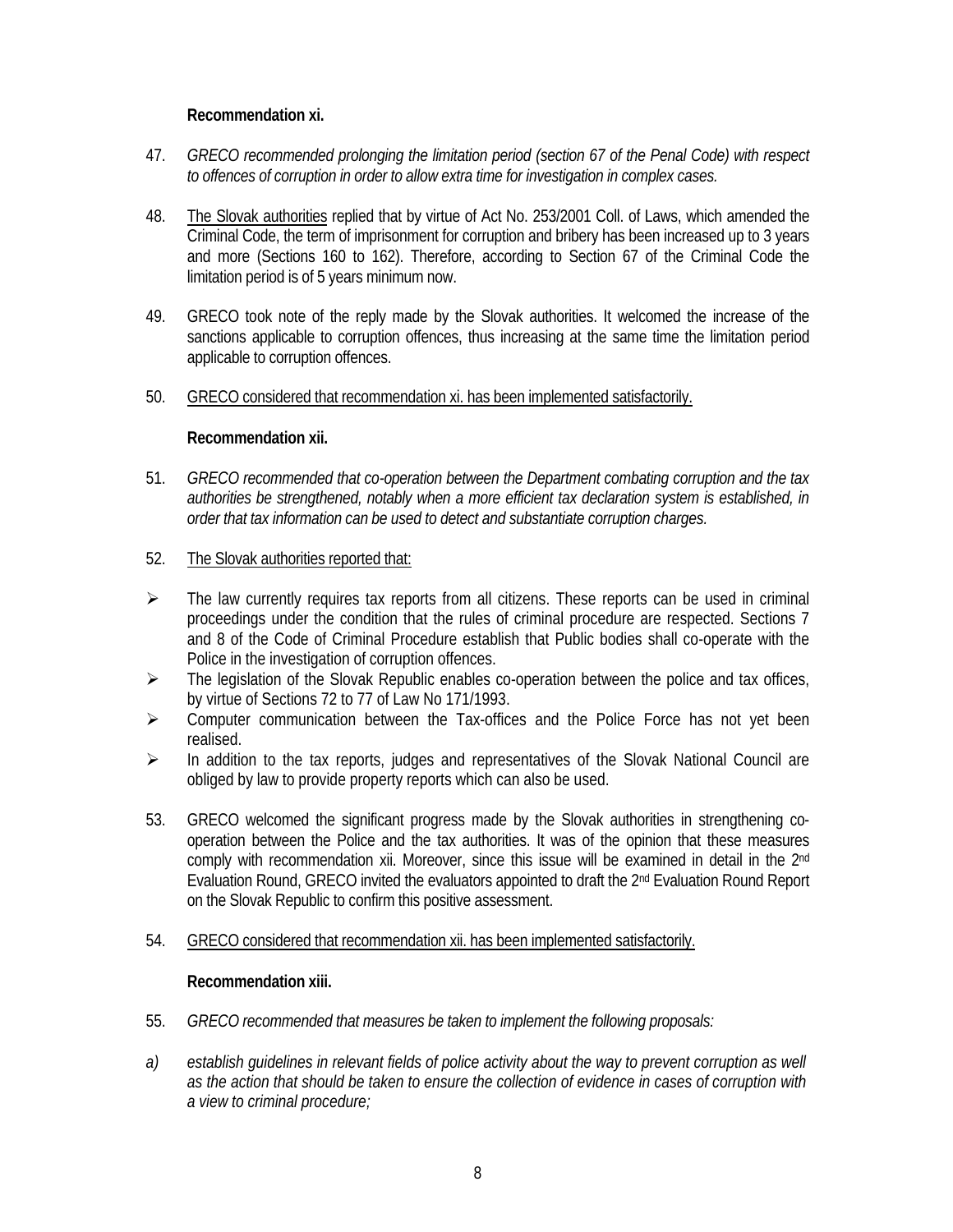**Recommendation xi.**

47. *GRECO recommended prolonging the limitation period (section 67 of the Penal Code) with respect to offences of corruption in order to allow extra time for investigation in complex cases.*

48. The Slovak authorities replied that by virtue of Act No. 253/2001 Coll. of Laws, which amended the Criminal Code, the term of imprisonment for corruption and bribery has been increased up to 3 years and more (Sections 160 to 162). Therefore, according to Section 67 of the Criminal Code the limitation period is of 5 years minimum now.

49. GRECO took note of the reply made by the Slovak authorities. It welcomed the increase of the sanctions applicable to corruption offences, thus increasing at the same time the limitation period applicable to corruption offences.

50. GRECO considered that recommendation xi. has been implemented satisfactorily.

**Recommendation xii.**

51. *GRECO recommended that co-operation between the Department combating corruption and the tax authorities be strengthened, notably when a more efficient tax declaration system is established, in order that tax information can be used to detect and substantiate corruption charges.*

52. The Slovak authorities reported that:

- The law currently requires tax reports from all citizens. These reports can be used in criminal proceedings under the condition that the rules of criminal procedure are respected. Sections 7 and 8 of the Code of Criminal Procedure establish that Public bodies shall co-operate with the Police in the investigation of corruption offences.
- The legislation of the Slovak Republic enables co-operation between the police and tax offices, by virtue of Sections 72 to 77 of Law No 171/1993.
- Computer communication between the Tax-offices and the Police Force has not yet been realised.
- In addition to the tax reports, judges and representatives of the Slovak National Council are obliged by law to provide property reports which can also be used.

53. GRECO welcomed the significant progress made by the Slovak authorities in strengthening co-operation between the Police and the tax authorities. It was of the opinion that these measures comply with recommendation xii. Moreover, since this issue will be examined in detail in the 2nd Evaluation Round, GRECO invited the evaluators appointed to draft the 2nd Evaluation Round Report on the Slovak Republic to confirm this positive assessment.

54. GRECO considered that recommendation xii. has been implemented satisfactorily.

**Recommendation xiii.**

55. *GRECO recommended that measures be taken to implement the following proposals:*

*a) establish guidelines in relevant fields of police activity about the way to prevent corruption as well as the action that should be taken to ensure the collection of evidence in cases of corruption with a view to criminal procedure;*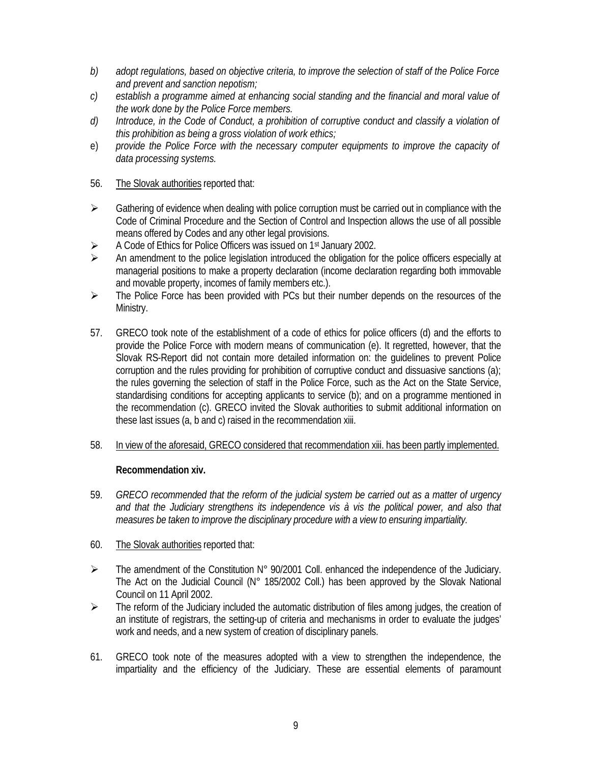b) *adopt regulations, based on objective criteria, to improve the selection of staff of the Police Force and prevent and sanction nepotism;*

c) *establish a programme aimed at enhancing social standing and the financial and moral value of the work done by the Police Force members.*

d) *Introduce, in the Code of Conduct, a prohibition of corruptive conduct and classify a violation of this prohibition as being a gross violation of work ethics;*

e) *provide the Police Force with the necessary computer equipments to improve the capacity of data processing systems.*

56. The Slovak authorities reported that:

- Gathering of evidence when dealing with police corruption must be carried out in compliance with the Code of Criminal Procedure and the Section of Control and Inspection allows the use of all possible means offered by Codes and any other legal provisions.
- A Code of Ethics for Police Officers was issued on 1st January 2002.
- An amendment to the police legislation introduced the obligation for the police officers especially at managerial positions to make a property declaration (income declaration regarding both immovable and movable property, incomes of family members etc.).
- The Police Force has been provided with PCs but their number depends on the resources of the Ministry.

57. GRECO took note of the establishment of a code of ethics for police officers (d) and the efforts to provide the Police Force with modern means of communication (e). It regretted, however, that the Slovak RS-Report did not contain more detailed information on: the guidelines to prevent Police corruption and the rules providing for prohibition of corruptive conduct and dissuasive sanctions (a); the rules governing the selection of staff in the Police Force, such as the Act on the State Service, standardising conditions for accepting applicants to service (b); and on a programme mentioned in the recommendation (c). GRECO invited the Slovak authorities to submit additional information on these last issues (a, b and c) raised in the recommendation xiii.

58. In view of the aforesaid, GRECO considered that recommendation xiii. has been partly implemented.

**Recommendation xiv.**

59. *GRECO recommended that the reform of the judicial system be carried out as a matter of urgency and that the Judiciary strengthens its independence vis à vis the political power, and also that measures be taken to improve the disciplinary procedure with a view to ensuring impartiality.*

60. The Slovak authorities reported that:

- The amendment of the Constitution N° 90/2001 Coll. enhanced the independence of the Judiciary. The Act on the Judicial Council (N° 185/2002 Coll.) has been approved by the Slovak National Council on 11 April 2002.
- The reform of the Judiciary included the automatic distribution of files among judges, the creation of an institute of registrars, the setting-up of criteria and mechanisms in order to evaluate the judges' work and needs, and a new system of creation of disciplinary panels.

61. GRECO took note of the measures adopted with a view to strengthen the independence, the impartiality and the efficiency of the Judiciary. These are essential elements of paramount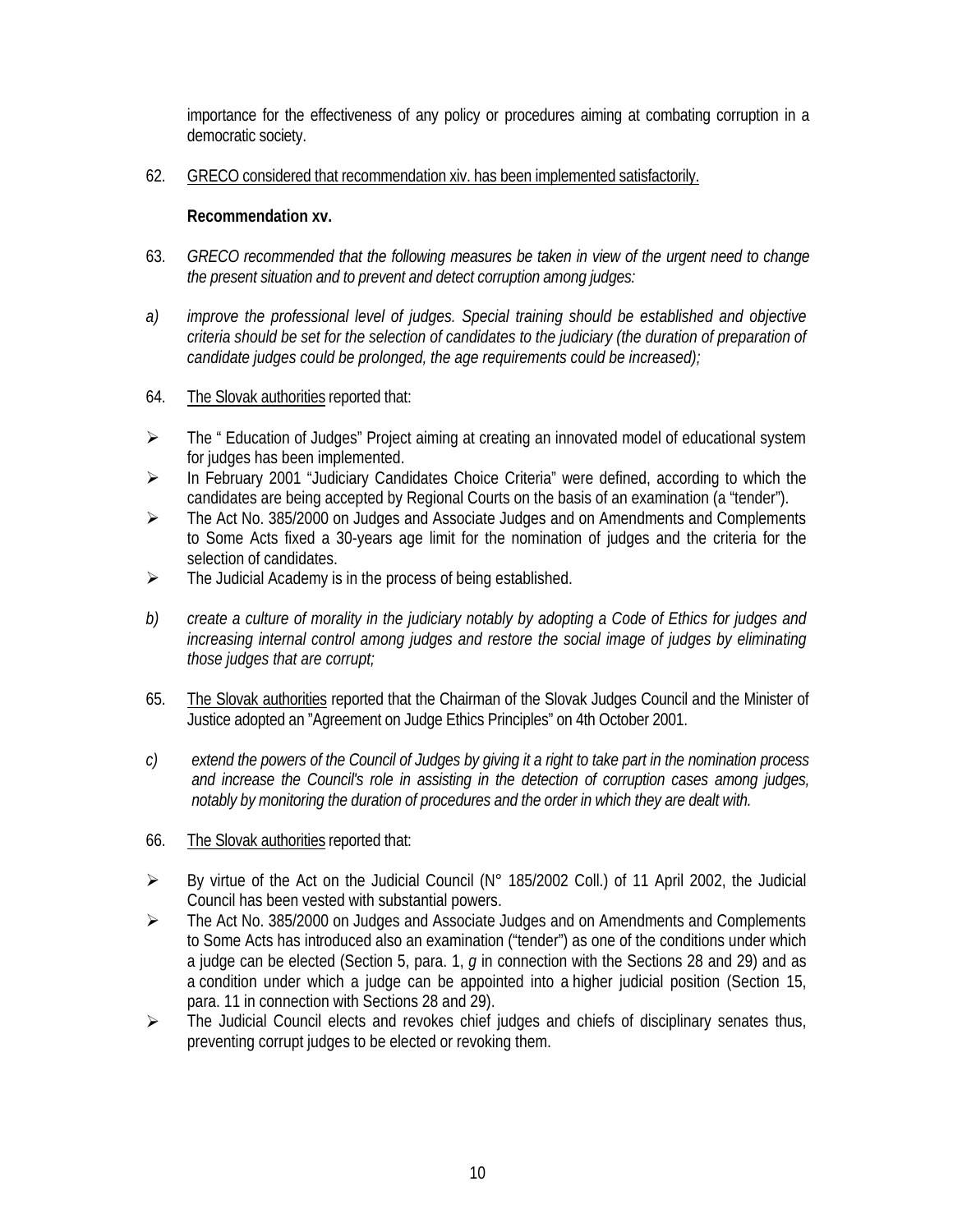importance for the effectiveness of any policy or procedures aiming at combating corruption in a democratic society.

62. GRECO considered that recommendation xiv. has been implemented satisfactorily.

**Recommendation xv.**

63. *GRECO recommended that the following measures be taken in view of the urgent need to change the present situation and to prevent and detect corruption among judges:*

*a) improve the professional level of judges. Special training should be established and objective criteria should be set for the selection of candidates to the judiciary (the duration of preparation of candidate judges could be prolonged, the age requirements could be increased);*

64. The Slovak authorities reported that:

- The " Education of Judges" Project aiming at creating an innovated model of educational system for judges has been implemented.
- In February 2001 "Judiciary Candidates Choice Criteria" were defined, according to which the candidates are being accepted by Regional Courts on the basis of an examination (a "tender").
- The Act No. 385/2000 on Judges and Associate Judges and on Amendments and Complements to Some Acts fixed a 30-years age limit for the nomination of judges and the criteria for the selection of candidates.
- The Judicial Academy is in the process of being established.

*b) create a culture of morality in the judiciary notably by adopting a Code of Ethics for judges and increasing internal control among judges and restore the social image of judges by eliminating those judges that are corrupt;*

65. The Slovak authorities reported that the Chairman of the Slovak Judges Council and the Minister of Justice adopted an "Agreement on Judge Ethics Principles" on 4th October 2001.

*c) extend the powers of the Council of Judges by giving it a right to take part in the nomination process and increase the Council's role in assisting in the detection of corruption cases among judges, notably by monitoring the duration of procedures and the order in which they are dealt with.*

66. The Slovak authorities reported that:

- By virtue of the Act on the Judicial Council (N° 185/2002 Coll.) of 11 April 2002, the Judicial Council has been vested with substantial powers.
- The Act No. 385/2000 on Judges and Associate Judges and on Amendments and Complements to Some Acts has introduced also an examination ("tender") as one of the conditions under which a judge can be elected (Section 5, para. 1, *g* in connection with the Sections 28 and 29) and as a condition under which a judge can be appointed into a higher judicial position (Section 15, para. 11 in connection with Sections 28 and 29).
- The Judicial Council elects and revokes chief judges and chiefs of disciplinary senates thus, preventing corrupt judges to be elected or revoking them.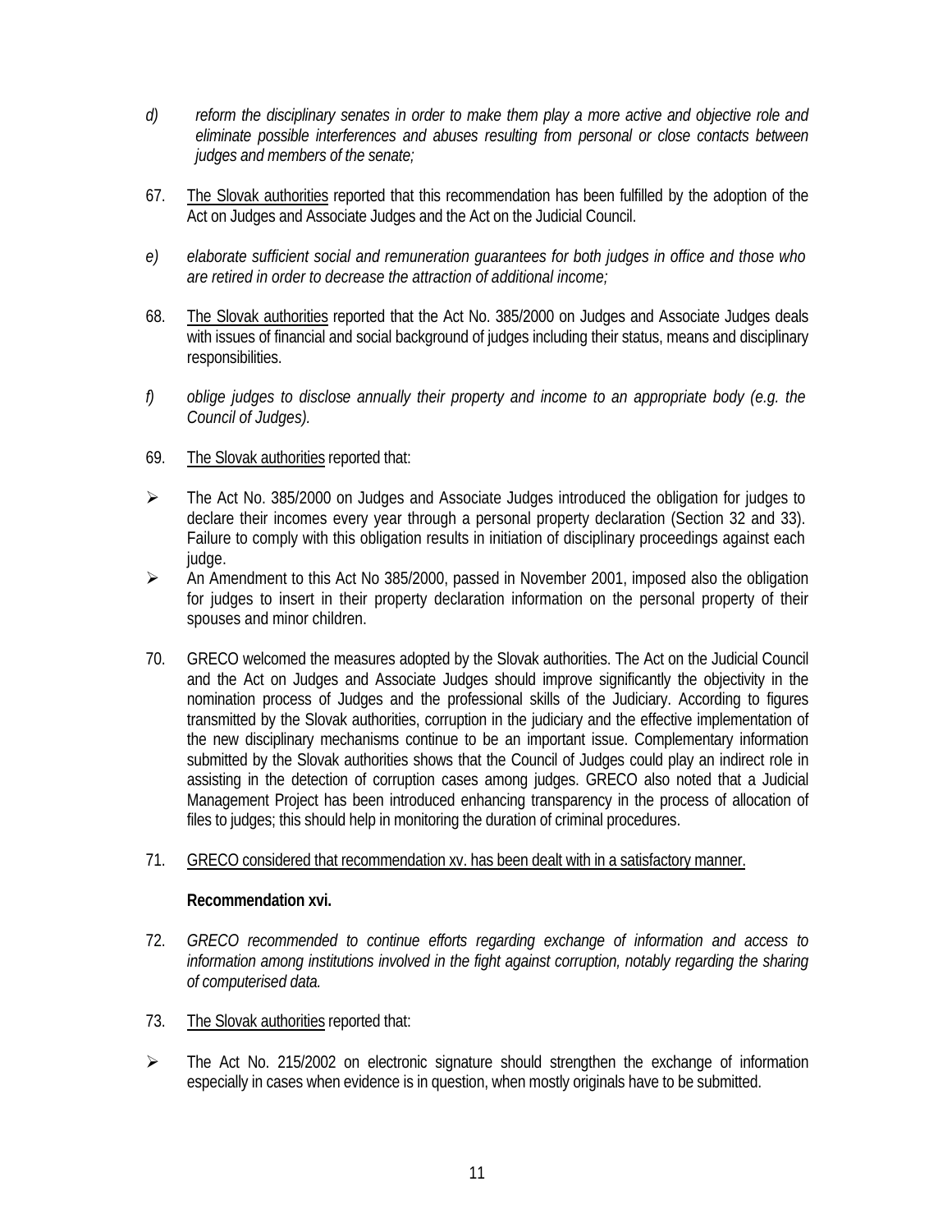d) *reform the disciplinary senates in order to make them play a more active and objective role and eliminate possible interferences and abuses resulting from personal or close contacts between judges and members of the senate;*

67. The Slovak authorities reported that this recommendation has been fulfilled by the adoption of the Act on Judges and Associate Judges and the Act on the Judicial Council.

e) *elaborate sufficient social and remuneration guarantees for both judges in office and those who are retired in order to decrease the attraction of additional income;*

68. The Slovak authorities reported that the Act No. 385/2000 on Judges and Associate Judges deals with issues of financial and social background of judges including their status, means and disciplinary responsibilities.

f) *oblige judges to disclose annually their property and income to an appropriate body (e.g. the Council of Judges).*

69. The Slovak authorities reported that:

- The Act No. 385/2000 on Judges and Associate Judges introduced the obligation for judges to declare their incomes every year through a personal property declaration (Section 32 and 33). Failure to comply with this obligation results in initiation of disciplinary proceedings against each judge.
- An Amendment to this Act No 385/2000, passed in November 2001, imposed also the obligation for judges to insert in their property declaration information on the personal property of their spouses and minor children.

70. GRECO welcomed the measures adopted by the Slovak authorities. The Act on the Judicial Council and the Act on Judges and Associate Judges should improve significantly the objectivity in the nomination process of Judges and the professional skills of the Judiciary. According to figures transmitted by the Slovak authorities, corruption in the judiciary and the effective implementation of the new disciplinary mechanisms continue to be an important issue. Complementary information submitted by the Slovak authorities shows that the Council of Judges could play an indirect role in assisting in the detection of corruption cases among judges. GRECO also noted that a Judicial Management Project has been introduced enhancing transparency in the process of allocation of files to judges; this should help in monitoring the duration of criminal procedures.

71. GRECO considered that recommendation xv. has been dealt with in a satisfactory manner.

**Recommendation xvi.**

72. *GRECO recommended to continue efforts regarding exchange of information and access to information among institutions involved in the fight against corruption, notably regarding the sharing of computerised data.*

73. The Slovak authorities reported that:

- The Act No. 215/2002 on electronic signature should strengthen the exchange of information especially in cases when evidence is in question, when mostly originals have to be submitted.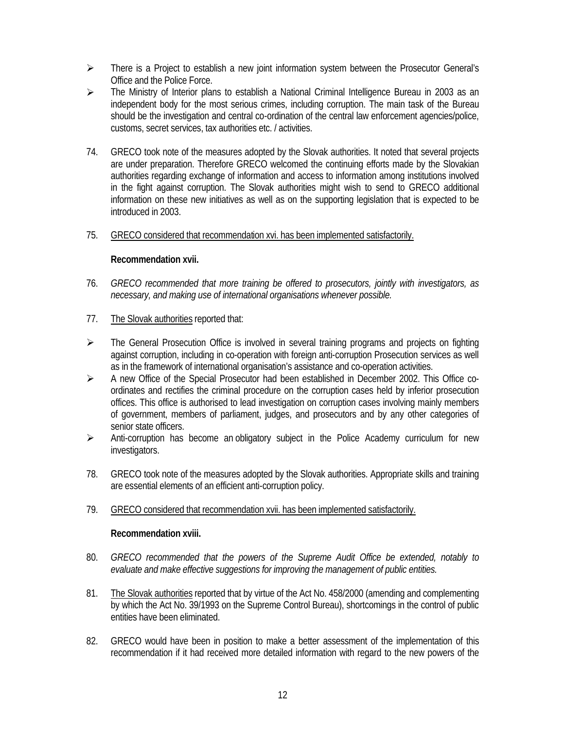- There is a Project to establish a new joint information system between the Prosecutor General's Office and the Police Force.
- The Ministry of Interior plans to establish a National Criminal Intelligence Bureau in 2003 as an independent body for the most serious crimes, including corruption. The main task of the Bureau should be the investigation and central co-ordination of the central law enforcement agencies/police, customs, secret services, tax authorities etc. / activities.

74. GRECO took note of the measures adopted by the Slovak authorities. It noted that several projects are under preparation. Therefore GRECO welcomed the continuing efforts made by the Slovakian authorities regarding exchange of information and access to information among institutions involved in the fight against corruption. The Slovak authorities might wish to send to GRECO additional information on these new initiatives as well as on the supporting legislation that is expected to be introduced in 2003.

75. <u>GRECO considered that recommendation xvi. has been implemented satisfactorily.</u>

**Recommendation xvii.**

76. *GRECO recommended that more training be offered to prosecutors, jointly with investigators, as necessary, and making use of international organisations whenever possible.*

77. <u>The Slovak authorities</u> reported that:

- The General Prosecution Office is involved in several training programs and projects on fighting against corruption, including in co-operation with foreign anti-corruption Prosecution services as well as in the framework of international organisation's assistance and co-operation activities.
- A new Office of the Special Prosecutor had been established in December 2002. This Office co-ordinates and rectifies the criminal procedure on the corruption cases held by inferior prosecution offices. This office is authorised to lead investigation on corruption cases involving mainly members of government, members of parliament, judges, and prosecutors and by any other categories of senior state officers.
- Anti-corruption has become an obligatory subject in the Police Academy curriculum for new investigators.

78. GRECO took note of the measures adopted by the Slovak authorities. Appropriate skills and training are essential elements of an efficient anti-corruption policy.

79. <u>GRECO considered that recommendation xvii. has been implemented satisfactorily.</u>

**Recommendation xviii.**

80. *GRECO recommended that the powers of the Supreme Audit Office be extended, notably to evaluate and make effective suggestions for improving the management of public entities.*

81. <u>The Slovak authorities</u> reported that by virtue of the Act No. 458/2000 (amending and complementing by which the Act No. 39/1993 on the Supreme Control Bureau), shortcomings in the control of public entities have been eliminated.

82. GRECO would have been in position to make a better assessment of the implementation of this recommendation if it had received more detailed information with regard to the new powers of the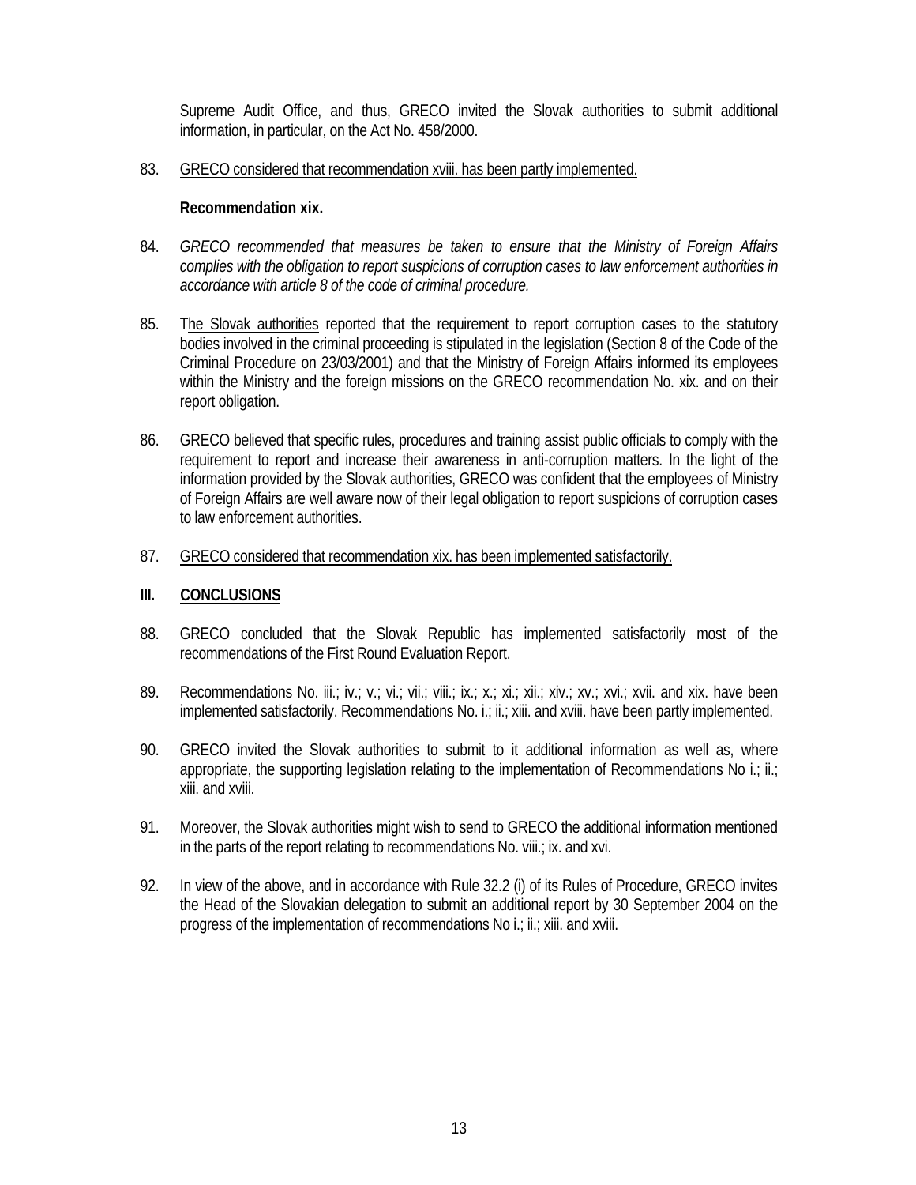Supreme Audit Office, and thus, GRECO invited the Slovak authorities to submit additional information, in particular, on the Act No. 458/2000.

83. GRECO considered that recommendation xviii. has been partly implemented.

**Recommendation xix.**

84. *GRECO recommended that measures be taken to ensure that the Ministry of Foreign Affairs complies with the obligation to report suspicions of corruption cases to law enforcement authorities in accordance with article 8 of the code of criminal procedure.*

85. The Slovak authorities reported that the requirement to report corruption cases to the statutory bodies involved in the criminal proceeding is stipulated in the legislation (Section 8 of the Code of the Criminal Procedure on 23/03/2001) and that the Ministry of Foreign Affairs informed its employees within the Ministry and the foreign missions on the GRECO recommendation No. xix. and on their report obligation.

86. GRECO believed that specific rules, procedures and training assist public officials to comply with the requirement to report and increase their awareness in anti-corruption matters. In the light of the information provided by the Slovak authorities, GRECO was confident that the employees of Ministry of Foreign Affairs are well aware now of their legal obligation to report suspicions of corruption cases to law enforcement authorities.

87. GRECO considered that recommendation xix. has been implemented satisfactorily.

## III. CONCLUSIONS

88. GRECO concluded that the Slovak Republic has implemented satisfactorily most of the recommendations of the First Round Evaluation Report.

89. Recommendations No. iii.; iv.; v.; vi.; vii.; viii.; ix.; x.; xi.; xii.; xiv.; xv.; xvi.; xvii. and xix. have been implemented satisfactorily. Recommendations No. i.; ii.; xiii. and xviii. have been partly implemented.

90. GRECO invited the Slovak authorities to submit to it additional information as well as, where appropriate, the supporting legislation relating to the implementation of Recommendations No i.; ii.; xiii. and xviii.

91. Moreover, the Slovak authorities might wish to send to GRECO the additional information mentioned in the parts of the report relating to recommendations No. viii.; ix. and xvi.

92. In view of the above, and in accordance with Rule 32.2 (i) of its Rules of Procedure, GRECO invites the Head of the Slovakian delegation to submit an additional report by 30 September 2004 on the progress of the implementation of recommendations No i.; ii.; xiii. and xviii.